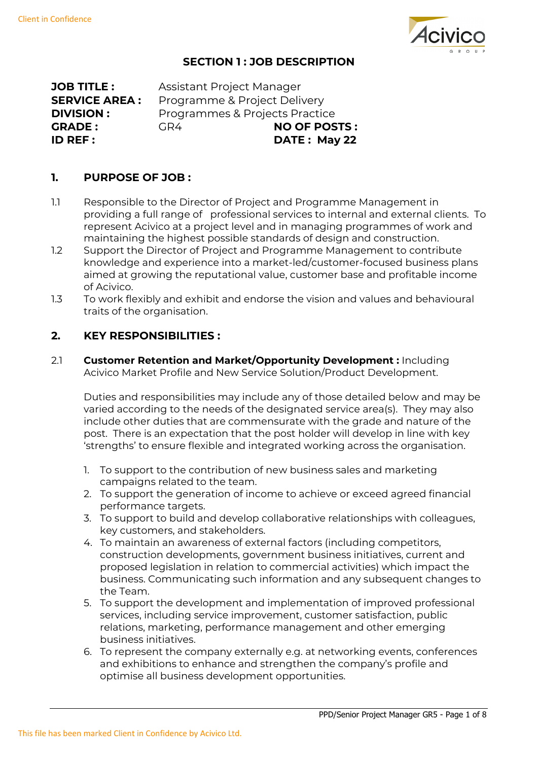## SECTION 1 : JOB DESCRIPTION

| | | | |
|---|---|---|---|
| **JOB TITLE :** | Assistant Project Manager | | |
| **SERVICE AREA :** | Programme & Project Delivery | | |
| **DIVISION :** | Programmes & Projects Practice | | |
| **GRADE :** | GR4 | **NO OF POSTS :** | |
| **ID REF :** | | **DATE :** | **May 22** |

### 1. PURPOSE OF JOB :

1.1 Responsible to the Director of Project and Programme Management in providing a full range of professional services to internal and external clients. To represent Acivico at a project level and in managing programmes of work and maintaining the highest possible standards of design and construction.

1.2 Support the Director of Project and Programme Management to contribute knowledge and experience into a market-led/customer-focused business plans aimed at growing the reputational value, customer base and profitable income of Acivico.

1.3 To work flexibly and exhibit and endorse the vision and values and behavioural traits of the organisation.

### 2. KEY RESPONSIBILITIES :

2.1 **Customer Retention and Market/Opportunity Development :** Including Acivico Market Profile and New Service Solution/Product Development.

Duties and responsibilities may include any of those detailed below and may be varied according to the needs of the designated service area(s). They may also include other duties that are commensurate with the grade and nature of the post. There is an expectation that the post holder will develop in line with key 'strengths' to ensure flexible and integrated working across the organisation.

1. To support to the contribution of new business sales and marketing campaigns related to the team.
2. To support the generation of income to achieve or exceed agreed financial performance targets.
3. To support to build and develop collaborative relationships with colleagues, key customers, and stakeholders.
4. To maintain an awareness of external factors (including competitors, construction developments, government business initiatives, current and proposed legislation in relation to commercial activities) which impact the business. Communicating such information and any subsequent changes to the Team.
5. To support the development and implementation of improved professional services, including service improvement, customer satisfaction, public relations, marketing, performance management and other emerging business initiatives.
6. To represent the company externally e.g. at networking events, conferences and exhibitions to enhance and strengthen the company's profile and optimise all business development opportunities.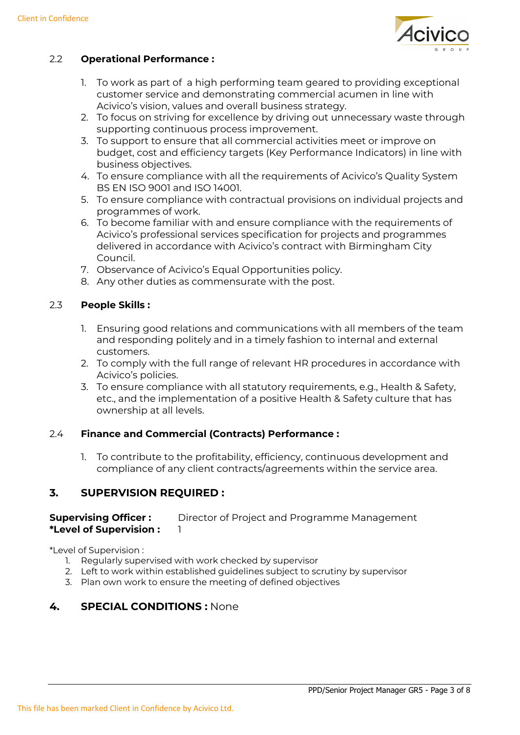### 2.2 **Operational Performance :**

1. To work as part of a high performing team geared to providing exceptional customer service and demonstrating commercial acumen in line with Acivico's vision, values and overall business strategy.
2. To focus on striving for excellence by driving out unnecessary waste through supporting continuous process improvement.
3. To support to ensure that all commercial activities meet or improve on budget, cost and efficiency targets (Key Performance Indicators) in line with business objectives.
4. To ensure compliance with all the requirements of Acivico's Quality System BS EN ISO 9001 and ISO 14001.
5. To ensure compliance with contractual provisions on individual projects and programmes of work.
6. To become familiar with and ensure compliance with the requirements of Acivico's professional services specification for projects and programmes delivered in accordance with Acivico's contract with Birmingham City Council.
7. Observance of Acivico's Equal Opportunities policy.
8. Any other duties as commensurate with the post.

### 2.3 **People Skills :**

1. Ensuring good relations and communications with all members of the team and responding politely and in a timely fashion to internal and external customers.
2. To comply with the full range of relevant HR procedures in accordance with Acivico's policies.
3. To ensure compliance with all statutory requirements, e.g., Health & Safety, etc., and the implementation of a positive Health & Safety culture that has ownership at all levels.

### 2.4 **Finance and Commercial (Contracts) Performance :**

1. To contribute to the profitability, efficiency, continuous development and compliance of any client contracts/agreements within the service area.

## 3. SUPERVISION REQUIRED :

**Supervising Officer :** Director of Project and Programme Management
**\*Level of Supervision :** 1

*Level of Supervision :

1. Regularly supervised with work checked by supervisor
2. Left to work within established guidelines subject to scrutiny by supervisor
3. Plan own work to ensure the meeting of defined objectives

## 4. SPECIAL CONDITIONS : None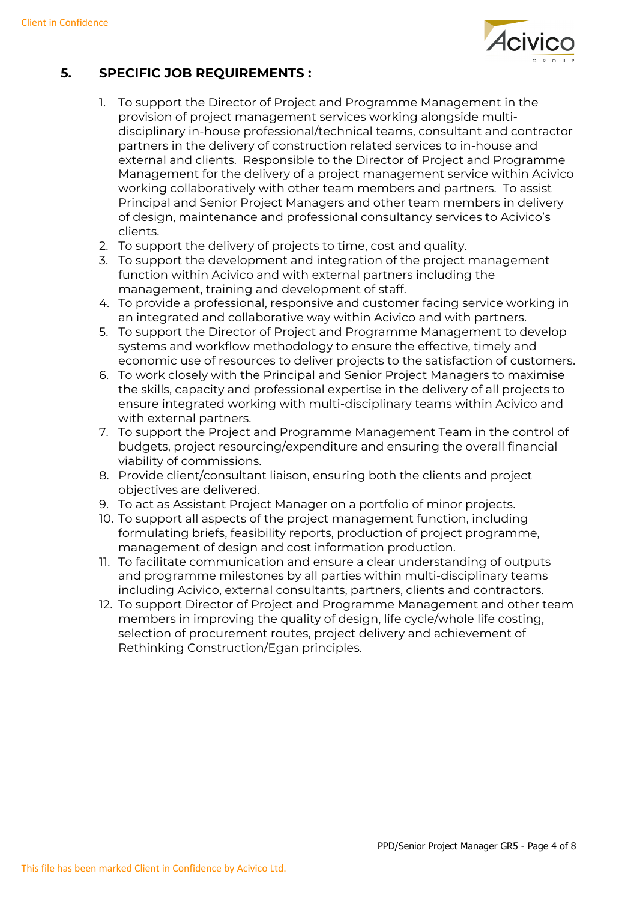## 5. SPECIFIC JOB REQUIREMENTS :

1. To support the Director of Project and Programme Management in the provision of project management services working alongside multi-disciplinary in-house professional/technical teams, consultant and contractor partners in the delivery of construction related services to in-house and external and clients. Responsible to the Director of Project and Programme Management for the delivery of a project management service within Acivico working collaboratively with other team members and partners. To assist Principal and Senior Project Managers and other team members in delivery of design, maintenance and professional consultancy services to Acivico's clients.
2. To support the delivery of projects to time, cost and quality.
3. To support the development and integration of the project management function within Acivico and with external partners including the management, training and development of staff.
4. To provide a professional, responsive and customer facing service working in an integrated and collaborative way within Acivico and with partners.
5. To support the Director of Project and Programme Management to develop systems and workflow methodology to ensure the effective, timely and economic use of resources to deliver projects to the satisfaction of customers.
6. To work closely with the Principal and Senior Project Managers to maximise the skills, capacity and professional expertise in the delivery of all projects to ensure integrated working with multi-disciplinary teams within Acivico and with external partners.
7. To support the Project and Programme Management Team in the control of budgets, project resourcing/expenditure and ensuring the overall financial viability of commissions.
8. Provide client/consultant liaison, ensuring both the clients and project objectives are delivered.
9. To act as Assistant Project Manager on a portfolio of minor projects.
10. To support all aspects of the project management function, including formulating briefs, feasibility reports, production of project programme, management of design and cost information production.
11. To facilitate communication and ensure a clear understanding of outputs and programme milestones by all parties within multi-disciplinary teams including Acivico, external consultants, partners, clients and contractors.
12. To support Director of Project and Programme Management and other team members in improving the quality of design, life cycle/whole life costing, selection of procurement routes, project delivery and achievement of Rethinking Construction/Egan principles.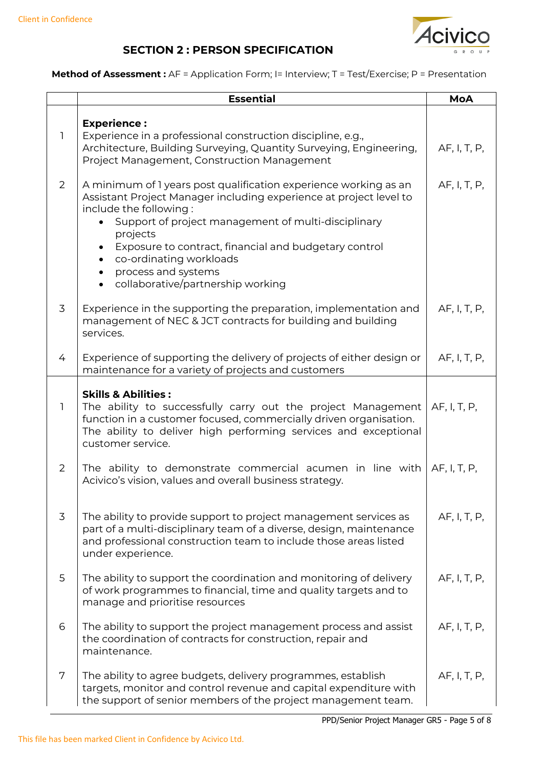## SECTION 2 : PERSON SPECIFICATION

**Method of Assessment :** AF = Application Form; I= Interview; T = Test/Exercise; P = Presentation

| | Essential | MoA |
|---|---|---|
| | **Experience :** | |
| 1 | Experience in a professional construction discipline, e.g., Architecture, Building Surveying, Quantity Surveying, Engineering, Project Management, Construction Management | AF, I, T, P, |
| 2 | A minimum of 1 years post qualification experience working as an Assistant Project Manager including experience at project level to include the following :<br>• Support of project management of multi-disciplinary projects<br>• Exposure to contract, financial and budgetary control<br>• co-ordinating workloads<br>• process and systems<br>• collaborative/partnership working | AF, I, T, P, |
| 3 | Experience in the supporting the preparation, implementation and management of NEC & JCT contracts for building and building services. | AF, I, T, P, |
| 4 | Experience of supporting the delivery of projects of either design or maintenance for a variety of projects and customers | AF, I, T, P, |
| | **Skills & Abilities :** | |
| 1 | The ability to successfully carry out the project Management function in a customer focused, commercially driven organisation. The ability to deliver high performing services and exceptional customer service. | AF, I, T, P, |
| 2 | The ability to demonstrate commercial acumen in line with Acivico's vision, values and overall business strategy. | AF, I, T, P, |
| 3 | The ability to provide support to project management services as part of a multi-disciplinary team of a diverse, design, maintenance and professional construction team to include those areas listed under experience. | AF, I, T, P, |
| 5 | The ability to support the coordination and monitoring of delivery of work programmes to financial, time and quality targets and to manage and prioritise resources | AF, I, T, P, |
| 6 | The ability to support the project management process and assist the coordination of contracts for construction, repair and maintenance. | AF, I, T, P, |
| 7 | The ability to agree budgets, delivery programmes, establish targets, monitor and control revenue and capital expenditure with the support of senior members of the project management team. | AF, I, T, P, |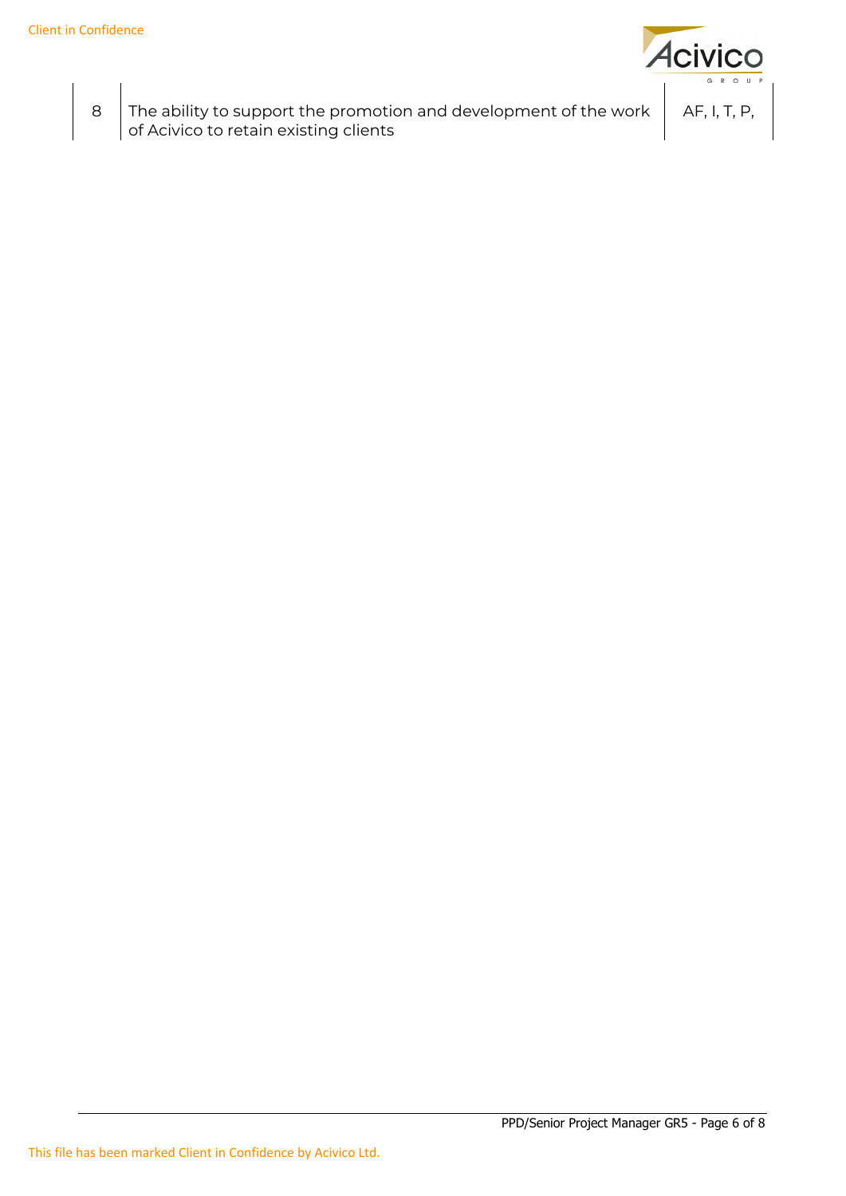| 8 | The ability to support the promotion and development of the work of Acivico to retain existing clients | AF, I, T, P, |
|---|---|---|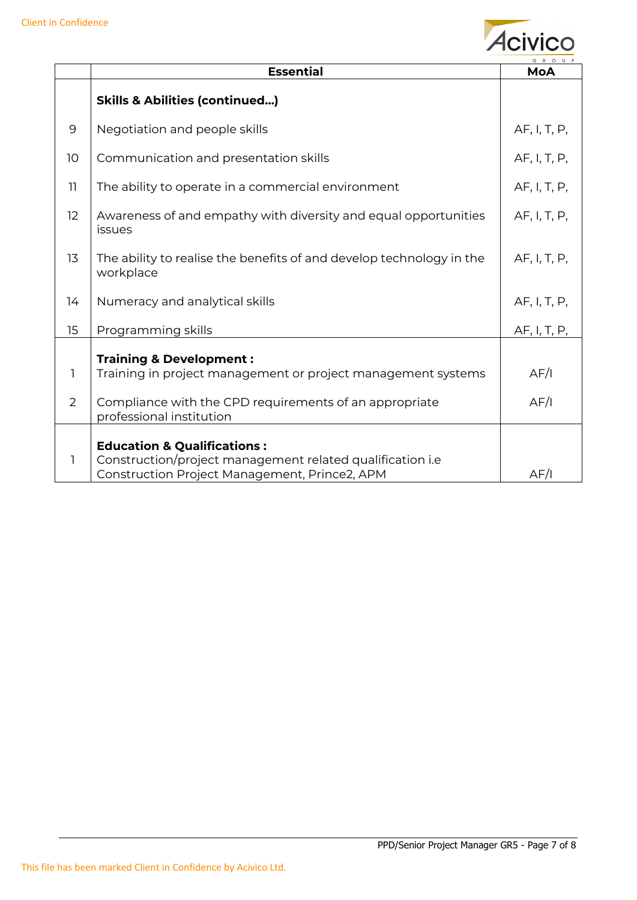| | Essential | MoA |
|---|---|---|
| | **Skills & Abilities (continued…)** | |
| 9 | Negotiation and people skills | AF, I, T, P, |
| 10 | Communication and presentation skills | AF, I, T, P, |
| 11 | The ability to operate in a commercial environment | AF, I, T, P, |
| 12 | Awareness of and empathy with diversity and equal opportunities issues | AF, I, T, P, |
| 13 | The ability to realise the benefits of and develop technology in the workplace | AF, I, T, P, |
| 14 | Numeracy and analytical skills | AF, I, T, P, |
| 15 | Programming skills | AF, I, T, P, |
| | **Training & Development :** | |
| 1 | Training in project management or project management systems | AF/I |
| 2 | Compliance with the CPD requirements of an appropriate professional institution | AF/I |
| | **Education & Qualifications :** | |
| 1 | Construction/project management related qualification i.e Construction Project Management, Prince2, APM | AF/I |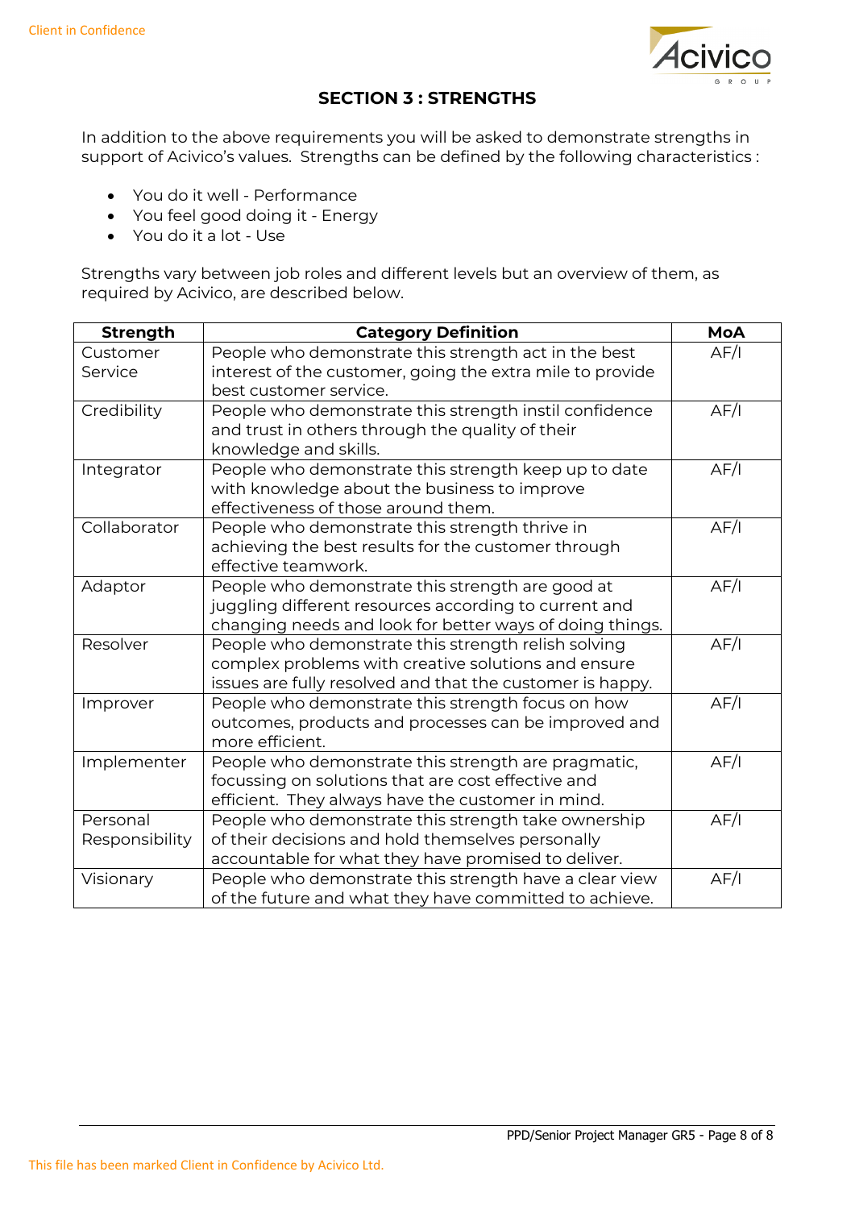## SECTION 3 : STRENGTHS

In addition to the above requirements you will be asked to demonstrate strengths in support of Acivico's values. Strengths can be defined by the following characteristics :

- You do it well - Performance
- You feel good doing it - Energy
- You do it a lot - Use

Strengths vary between job roles and different levels but an overview of them, as required by Acivico, are described below.

| Strength | Category Definition | MoA |
|---|---|---|
| Customer Service | People who demonstrate this strength act in the best interest of the customer, going the extra mile to provide best customer service. | AF/I |
| Credibility | People who demonstrate this strength instil confidence and trust in others through the quality of their knowledge and skills. | AF/I |
| Integrator | People who demonstrate this strength keep up to date with knowledge about the business to improve effectiveness of those around them. | AF/I |
| Collaborator | People who demonstrate this strength thrive in achieving the best results for the customer through effective teamwork. | AF/I |
| Adaptor | People who demonstrate this strength are good at juggling different resources according to current and changing needs and look for better ways of doing things. | AF/I |
| Resolver | People who demonstrate this strength relish solving complex problems with creative solutions and ensure issues are fully resolved and that the customer is happy. | AF/I |
| Improver | People who demonstrate this strength focus on how outcomes, products and processes can be improved and more efficient. | AF/I |
| Implementer | People who demonstrate this strength are pragmatic, focussing on solutions that are cost effective and efficient. They always have the customer in mind. | AF/I |
| Personal Responsibility | People who demonstrate this strength take ownership of their decisions and hold themselves personally accountable for what they have promised to deliver. | AF/I |
| Visionary | People who demonstrate this strength have a clear view of the future and what they have committed to achieve. | AF/I |